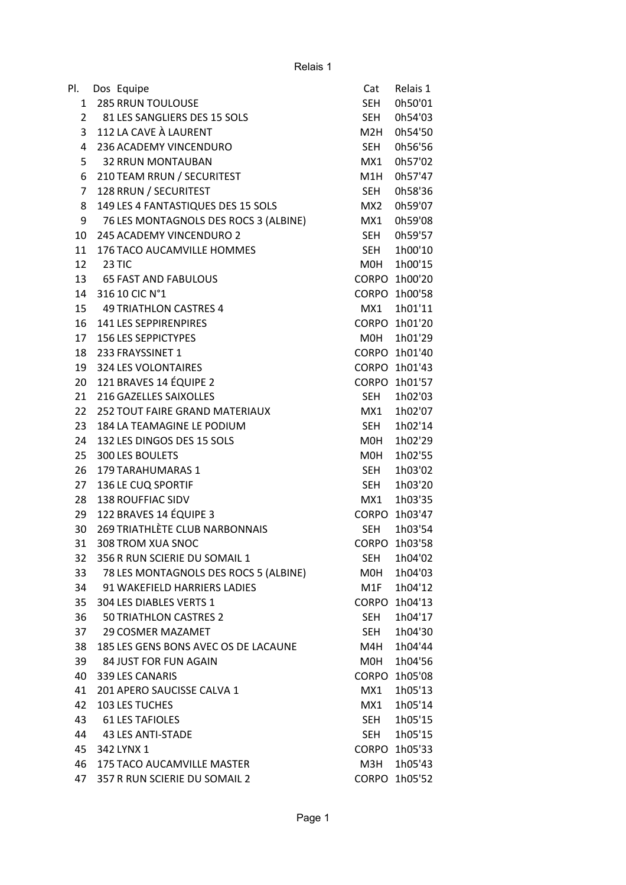Relais 1

| Pl. | Dos | Equipe | Cat | Relais 1 |
|---|---|---|---|---|
| 1 | 285 | RRUN TOULOUSE | SEH | 0h50'01 |
| 2 | 81 | LES SANGLIERS DES 15 SOLS | SEH | 0h54'03 |
| 3 | 112 | LA CAVE À LAURENT | M2H | 0h54'50 |
| 4 | 236 | ACADEMY VINCENDURO | SEH | 0h56'56 |
| 5 | 32 | RRUN MONTAUBAN | MX1 | 0h57'02 |
| 6 | 210 | TEAM RRUN / SECURITEST | M1H | 0h57'47 |
| 7 | 128 | RRUN / SECURITEST | SEH | 0h58'36 |
| 8 | 149 | LES 4 FANTASTIQUES DES 15 SOLS | MX2 | 0h59'07 |
| 9 | 76 | LES MONTAGNOLS DES ROCS 3 (ALBINE) | MX1 | 0h59'08 |
| 10 | 245 | ACADEMY VINCENDURO 2 | SEH | 0h59'57 |
| 11 | 176 | TACO AUCAMVILLE HOMMES | SEH | 1h00'10 |
| 12 | 23 | TIC | M0H | 1h00'15 |
| 13 | 65 | FAST AND FABULOUS | CORPO | 1h00'20 |
| 14 | 316 | 10 CIC N°1 | CORPO | 1h00'58 |
| 15 | 49 | TRIATHLON CASTRES 4 | MX1 | 1h01'11 |
| 16 | 141 | LES SEPPIRENPIRES | CORPO | 1h01'20 |
| 17 | 156 | LES SEPPICTYPES | M0H | 1h01'29 |
| 18 | 233 | FRAYSSINET 1 | CORPO | 1h01'40 |
| 19 | 324 | LES VOLONTAIRES | CORPO | 1h01'43 |
| 20 | 121 | BRAVES 14 ÉQUIPE 2 | CORPO | 1h01'57 |
| 21 | 216 | GAZELLES SAIXOLLES | SEH | 1h02'03 |
| 22 | 252 | TOUT FAIRE GRAND MATERIAUX | MX1 | 1h02'07 |
| 23 | 184 | LA TEAMAGINE LE PODIUM | SEH | 1h02'14 |
| 24 | 132 | LES DINGOS DES 15 SOLS | M0H | 1h02'29 |
| 25 | 300 | LES BOULETS | M0H | 1h02'55 |
| 26 | 179 | TARAHUMARAS 1 | SEH | 1h03'02 |
| 27 | 136 | LE CUQ SPORTIF | SEH | 1h03'20 |
| 28 | 138 | ROUFFIAC SIDV | MX1 | 1h03'35 |
| 29 | 122 | BRAVES 14 ÉQUIPE 3 | CORPO | 1h03'47 |
| 30 | 269 | TRIATHLÈTE CLUB NARBONNAIS | SEH | 1h03'54 |
| 31 | 308 | TROM XUA SNOC | CORPO | 1h03'58 |
| 32 | 356 | R RUN SCIERIE DU SOMAIL 1 | SEH | 1h04'02 |
| 33 | 78 | LES MONTAGNOLS DES ROCS 5 (ALBINE) | M0H | 1h04'03 |
| 34 | 91 | WAKEFIELD HARRIERS LADIES | M1F | 1h04'12 |
| 35 | 304 | LES DIABLES VERTS 1 | CORPO | 1h04'13 |
| 36 | 50 | TRIATHLON CASTRES 2 | SEH | 1h04'17 |
| 37 | 29 | COSMER MAZAMET | SEH | 1h04'30 |
| 38 | 185 | LES GENS BONS AVEC OS DE LACAUNE | M4H | 1h04'44 |
| 39 | 84 | JUST FOR FUN AGAIN | M0H | 1h04'56 |
| 40 | 339 | LES CANARIS | CORPO | 1h05'08 |
| 41 | 201 | APERO SAUCISSE CALVA 1 | MX1 | 1h05'13 |
| 42 | 103 | LES TUCHES | MX1 | 1h05'14 |
| 43 | 61 | LES TAFIOLES | SEH | 1h05'15 |
| 44 | 43 | LES ANTI-STADE | SEH | 1h05'15 |
| 45 | 342 | LYNX 1 | CORPO | 1h05'33 |
| 46 | 175 | TACO AUCAMVILLE MASTER | M3H | 1h05'43 |
| 47 | 357 | R RUN SCIERIE DU SOMAIL 2 | CORPO | 1h05'52 |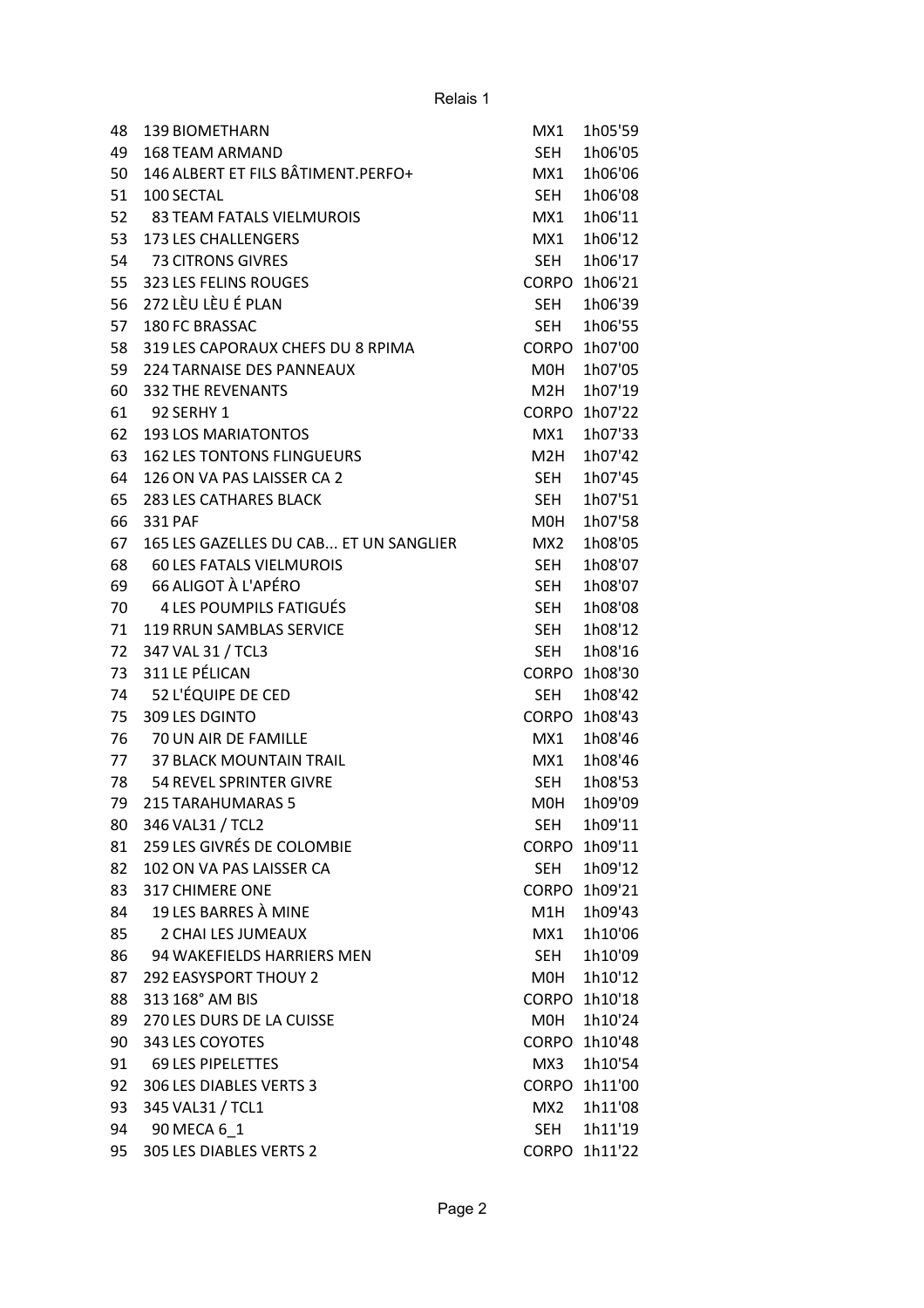Relais 1

| | | | |
|---|---|---|---|
| 48 | 139 BIOMETHARN | MX1 | 1h05'59 |
| 49 | 168 TEAM ARMAND | SEH | 1h06'05 |
| 50 | 146 ALBERT ET FILS BÂTIMENT.PERFO+ | MX1 | 1h06'06 |
| 51 | 100 SECTAL | SEH | 1h06'08 |
| 52 | 83 TEAM FATALS VIELMUROIS | MX1 | 1h06'11 |
| 53 | 173 LES CHALLENGERS | MX1 | 1h06'12 |
| 54 | 73 CITRONS GIVRES | SEH | 1h06'17 |
| 55 | 323 LES FELINS ROUGES | CORPO | 1h06'21 |
| 56 | 272 LÈU LÈU É PLAN | SEH | 1h06'39 |
| 57 | 180 FC BRASSAC | SEH | 1h06'55 |
| 58 | 319 LES CAPORAUX CHEFS DU 8 RPIMA | CORPO | 1h07'00 |
| 59 | 224 TARNAISE DES PANNEAUX | M0H | 1h07'05 |
| 60 | 332 THE REVENANTS | M2H | 1h07'19 |
| 61 | 92 SERHY 1 | CORPO | 1h07'22 |
| 62 | 193 LOS MARIATONTOS | MX1 | 1h07'33 |
| 63 | 162 LES TONTONS FLINGUEURS | M2H | 1h07'42 |
| 64 | 126 ON VA PAS LAISSER CA 2 | SEH | 1h07'45 |
| 65 | 283 LES CATHARES BLACK | SEH | 1h07'51 |
| 66 | 331 PAF | M0H | 1h07'58 |
| 67 | 165 LES GAZELLES DU CAB... ET UN SANGLIER | MX2 | 1h08'05 |
| 68 | 60 LES FATALS VIELMUROIS | SEH | 1h08'07 |
| 69 | 66 ALIGOT À L'APÉRO | SEH | 1h08'07 |
| 70 | 4 LES POUMPILS FATIGUÉS | SEH | 1h08'08 |
| 71 | 119 RRUN SAMBLAS SERVICE | SEH | 1h08'12 |
| 72 | 347 VAL 31 / TCL3 | SEH | 1h08'16 |
| 73 | 311 LE PÉLICAN | CORPO | 1h08'30 |
| 74 | 52 L'ÉQUIPE DE CED | SEH | 1h08'42 |
| 75 | 309 LES DGINTO | CORPO | 1h08'43 |
| 76 | 70 UN AIR DE FAMILLE | MX1 | 1h08'46 |
| 77 | 37 BLACK MOUNTAIN TRAIL | MX1 | 1h08'46 |
| 78 | 54 REVEL SPRINTER GIVRE | SEH | 1h08'53 |
| 79 | 215 TARAHUMARAS 5 | M0H | 1h09'09 |
| 80 | 346 VAL31 / TCL2 | SEH | 1h09'11 |
| 81 | 259 LES GIVRÉS DE COLOMBIE | CORPO | 1h09'11 |
| 82 | 102 ON VA PAS LAISSER CA | SEH | 1h09'12 |
| 83 | 317 CHIMERE ONE | CORPO | 1h09'21 |
| 84 | 19 LES BARRES À MINE | M1H | 1h09'43 |
| 85 | 2 CHAI LES JUMEAUX | MX1 | 1h10'06 |
| 86 | 94 WAKEFIELDS HARRIERS MEN | SEH | 1h10'09 |
| 87 | 292 EASYSPORT THOUY 2 | M0H | 1h10'12 |
| 88 | 313 168° AM BIS | CORPO | 1h10'18 |
| 89 | 270 LES DURS DE LA CUISSE | M0H | 1h10'24 |
| 90 | 343 LES COYOTES | CORPO | 1h10'48 |
| 91 | 69 LES PIPELETTES | MX3 | 1h10'54 |
| 92 | 306 LES DIABLES VERTS 3 | CORPO | 1h11'00 |
| 93 | 345 VAL31 / TCL1 | MX2 | 1h11'08 |
| 94 | 90 MECA 6_1 | SEH | 1h11'19 |
| 95 | 305 LES DIABLES VERTS 2 | CORPO | 1h11'22 |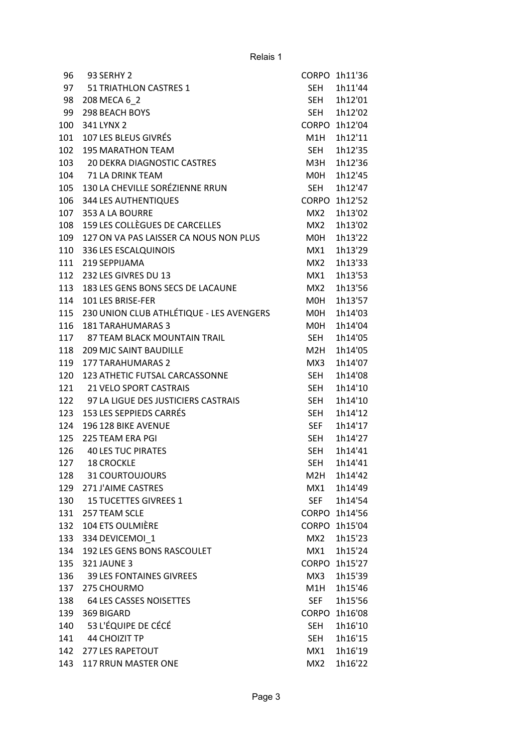Relais 1

| | | | |
|---|---|---|---|
| 96 | 93 SERHY 2 | CORPO | 1h11'36 |
| 97 | 51 TRIATHLON CASTRES 1 | SEH | 1h11'44 |
| 98 | 208 MECA 6_2 | SEH | 1h12'01 |
| 99 | 298 BEACH BOYS | SEH | 1h12'02 |
| 100 | 341 LYNX 2 | CORPO | 1h12'04 |
| 101 | 107 LES BLEUS GIVRÉS | M1H | 1h12'11 |
| 102 | 195 MARATHON TEAM | SEH | 1h12'35 |
| 103 | 20 DEKRA DIAGNOSTIC CASTRES | M3H | 1h12'36 |
| 104 | 71 LA DRINK TEAM | M0H | 1h12'45 |
| 105 | 130 LA CHEVILLE SORÉZIENNE RRUN | SEH | 1h12'47 |
| 106 | 344 LES AUTHENTIQUES | CORPO | 1h12'52 |
| 107 | 353 A LA BOURRE | MX2 | 1h13'02 |
| 108 | 159 LES COLLÈGUES DE CARCELLES | MX2 | 1h13'02 |
| 109 | 127 ON VA PAS LAISSER CA NOUS NON PLUS | M0H | 1h13'22 |
| 110 | 336 LES ESCALQUINOIS | MX1 | 1h13'29 |
| 111 | 219 SEPPIJAMA | MX2 | 1h13'33 |
| 112 | 232 LES GIVRES DU 13 | MX1 | 1h13'53 |
| 113 | 183 LES GENS BONS SECS DE LACAUNE | MX2 | 1h13'56 |
| 114 | 101 LES BRISE-FER | M0H | 1h13'57 |
| 115 | 230 UNION CLUB ATHLÉTIQUE - LES AVENGERS | M0H | 1h14'03 |
| 116 | 181 TARAHUMARAS 3 | M0H | 1h14'04 |
| 117 | 87 TEAM BLACK MOUNTAIN TRAIL | SEH | 1h14'05 |
| 118 | 209 MJC SAINT BAUDILLE | M2H | 1h14'05 |
| 119 | 177 TARAHUMARAS 2 | MX3 | 1h14'07 |
| 120 | 123 ATHETIC FUTSAL CARCASSONNE | SEH | 1h14'08 |
| 121 | 21 VELO SPORT CASTRAIS | SEH | 1h14'10 |
| 122 | 97 LA LIGUE DES JUSTICIERS CASTRAIS | SEH | 1h14'10 |
| 123 | 153 LES SEPPIEDS CARRÉS | SEH | 1h14'12 |
| 124 | 196 128 BIKE AVENUE | SEF | 1h14'17 |
| 125 | 225 TEAM ERA PGI | SEH | 1h14'27 |
| 126 | 40 LES TUC PIRATES | SEH | 1h14'41 |
| 127 | 18 CROCKLE | SEH | 1h14'41 |
| 128 | 31 COURTOUJOURS | M2H | 1h14'42 |
| 129 | 271 J'AIME CASTRES | MX1 | 1h14'49 |
| 130 | 15 TUCETTES GIVREES 1 | SEF | 1h14'54 |
| 131 | 257 TEAM SCLE | CORPO | 1h14'56 |
| 132 | 104 ETS OULMIÈRE | CORPO | 1h15'04 |
| 133 | 334 DEVICEMOI_1 | MX2 | 1h15'23 |
| 134 | 192 LES GENS BONS RASCOULET | MX1 | 1h15'24 |
| 135 | 321 JAUNE 3 | CORPO | 1h15'27 |
| 136 | 39 LES FONTAINES GIVREES | MX3 | 1h15'39 |
| 137 | 275 CHOURMO | M1H | 1h15'46 |
| 138 | 64 LES CASSES NOISETTES | SEF | 1h15'56 |
| 139 | 369 BIGARD | CORPO | 1h16'08 |
| 140 | 53 L'ÉQUIPE DE CÉCÉ | SEH | 1h16'10 |
| 141 | 44 CHOIZIT TP | SEH | 1h16'15 |
| 142 | 277 LES RAPETOUT | MX1 | 1h16'19 |
| 143 | 117 RRUN MASTER ONE | MX2 | 1h16'22 |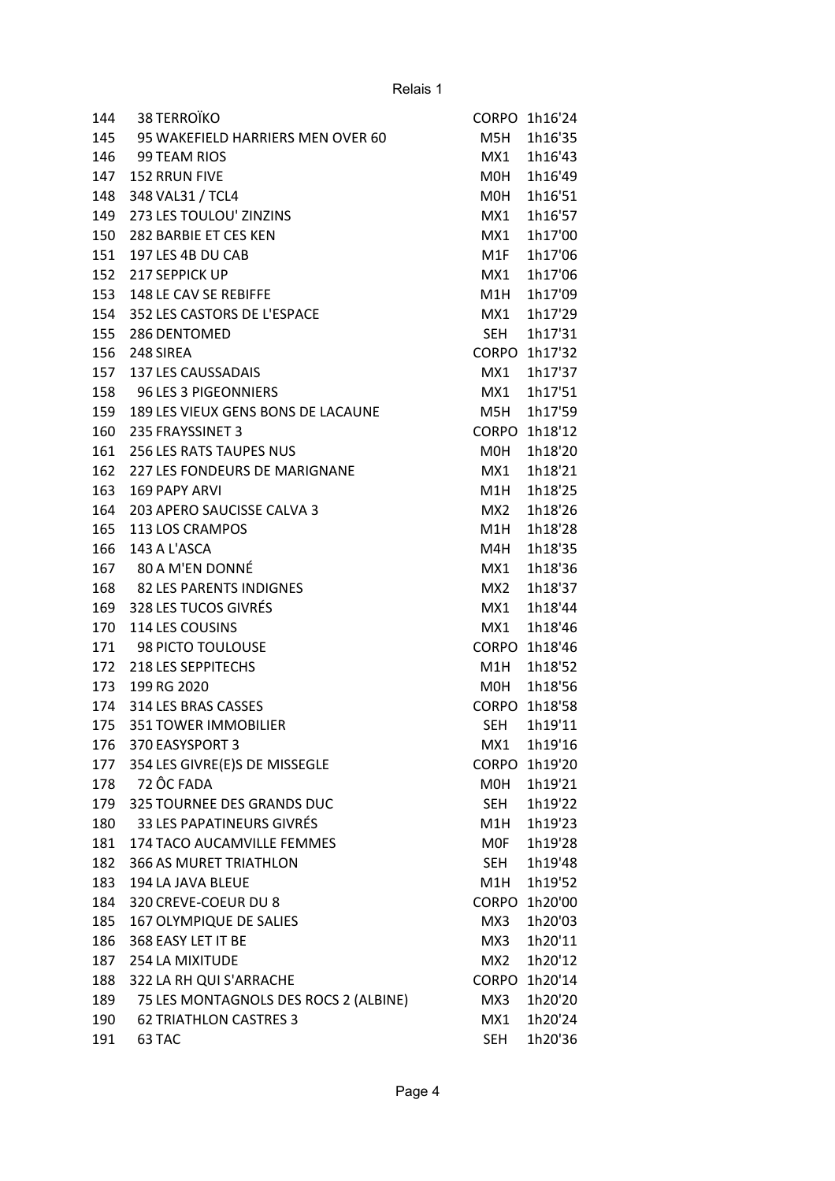Relais 1

| | | | |
|---|---|---|---|
| 144 | 38 TERROÏKO | CORPO | 1h16'24 |
| 145 | 95 WAKEFIELD HARRIERS MEN OVER 60 | M5H | 1h16'35 |
| 146 | 99 TEAM RIOS | MX1 | 1h16'43 |
| 147 | 152 RRUN FIVE | M0H | 1h16'49 |
| 148 | 348 VAL31 / TCL4 | M0H | 1h16'51 |
| 149 | 273 LES TOULOU' ZINZINS | MX1 | 1h16'57 |
| 150 | 282 BARBIE ET CES KEN | MX1 | 1h17'00 |
| 151 | 197 LES 4B DU CAB | M1F | 1h17'06 |
| 152 | 217 SEPPICK UP | MX1 | 1h17'06 |
| 153 | 148 LE CAV SE REBIFFE | M1H | 1h17'09 |
| 154 | 352 LES CASTORS DE L'ESPACE | MX1 | 1h17'29 |
| 155 | 286 DENTOMED | SEH | 1h17'31 |
| 156 | 248 SIREA | CORPO | 1h17'32 |
| 157 | 137 LES CAUSSADAIS | MX1 | 1h17'37 |
| 158 | 96 LES 3 PIGEONNIERS | MX1 | 1h17'51 |
| 159 | 189 LES VIEUX GENS BONS DE LACAUNE | M5H | 1h17'59 |
| 160 | 235 FRAYSSINET 3 | CORPO | 1h18'12 |
| 161 | 256 LES RATS TAUPES NUS | M0H | 1h18'20 |
| 162 | 227 LES FONDEURS DE MARIGNANE | MX1 | 1h18'21 |
| 163 | 169 PAPY ARVI | M1H | 1h18'25 |
| 164 | 203 APERO SAUCISSE CALVA 3 | MX2 | 1h18'26 |
| 165 | 113 LOS CRAMPOS | M1H | 1h18'28 |
| 166 | 143 A L'ASCA | M4H | 1h18'35 |
| 167 | 80 A M'EN DONNÉ | MX1 | 1h18'36 |
| 168 | 82 LES PARENTS INDIGNES | MX2 | 1h18'37 |
| 169 | 328 LES TUCOS GIVRÉS | MX1 | 1h18'44 |
| 170 | 114 LES COUSINS | MX1 | 1h18'46 |
| 171 | 98 PICTO TOULOUSE | CORPO | 1h18'46 |
| 172 | 218 LES SEPPITECHS | M1H | 1h18'52 |
| 173 | 199 RG 2020 | M0H | 1h18'56 |
| 174 | 314 LES BRAS CASSES | CORPO | 1h18'58 |
| 175 | 351 TOWER IMMOBILIER | SEH | 1h19'11 |
| 176 | 370 EASYSPORT 3 | MX1 | 1h19'16 |
| 177 | 354 LES GIVRE(E)S DE MISSEGLE | CORPO | 1h19'20 |
| 178 | 72 ÔC FADA | M0H | 1h19'21 |
| 179 | 325 TOURNEE DES GRANDS DUC | SEH | 1h19'22 |
| 180 | 33 LES PAPATINEURS GIVRÉS | M1H | 1h19'23 |
| 181 | 174 TACO AUCAMVILLE FEMMES | M0F | 1h19'28 |
| 182 | 366 AS MURET TRIATHLON | SEH | 1h19'48 |
| 183 | 194 LA JAVA BLEUE | M1H | 1h19'52 |
| 184 | 320 CREVE-COEUR DU 8 | CORPO | 1h20'00 |
| 185 | 167 OLYMPIQUE DE SALIES | MX3 | 1h20'03 |
| 186 | 368 EASY LET IT BE | MX3 | 1h20'11 |
| 187 | 254 LA MIXITUDE | MX2 | 1h20'12 |
| 188 | 322 LA RH QUI S'ARRACHE | CORPO | 1h20'14 |
| 189 | 75 LES MONTAGNOLS DES ROCS 2 (ALBINE) | MX3 | 1h20'20 |
| 190 | 62 TRIATHLON CASTRES 3 | MX1 | 1h20'24 |
| 191 | 63 TAC | SEH | 1h20'36 |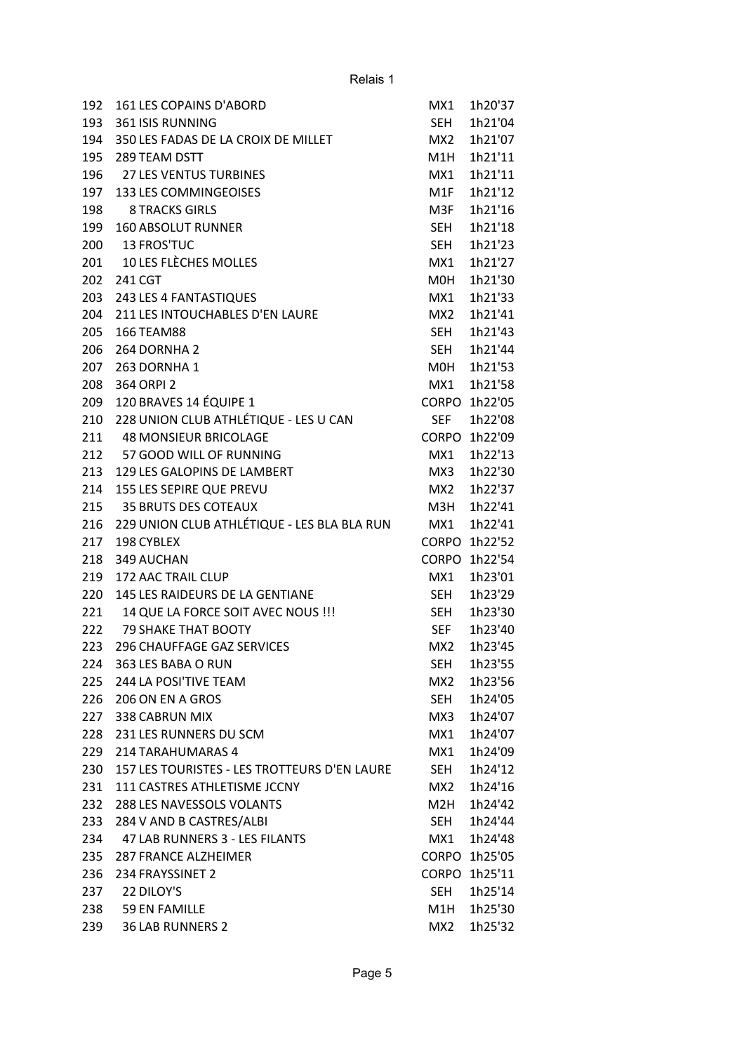Relais 1

| | | | |
|---|---|---|---|
| 192 | 161 LES COPAINS D'ABORD | MX1 | 1h20'37 |
| 193 | 361 ISIS RUNNING | SEH | 1h21'04 |
| 194 | 350 LES FADAS DE LA CROIX DE MILLET | MX2 | 1h21'07 |
| 195 | 289 TEAM DSTT | M1H | 1h21'11 |
| 196 | 27 LES VENTUS TURBINES | MX1 | 1h21'11 |
| 197 | 133 LES COMMINGEOISES | M1F | 1h21'12 |
| 198 | 8 TRACKS GIRLS | M3F | 1h21'16 |
| 199 | 160 ABSOLUT RUNNER | SEH | 1h21'18 |
| 200 | 13 FROS'TUC | SEH | 1h21'23 |
| 201 | 10 LES FLÈCHES MOLLES | MX1 | 1h21'27 |
| 202 | 241 CGT | M0H | 1h21'30 |
| 203 | 243 LES 4 FANTASTIQUES | MX1 | 1h21'33 |
| 204 | 211 LES INTOUCHABLES D'EN LAURE | MX2 | 1h21'41 |
| 205 | 166 TEAM88 | SEH | 1h21'43 |
| 206 | 264 DORNHA 2 | SEH | 1h21'44 |
| 207 | 263 DORNHA 1 | M0H | 1h21'53 |
| 208 | 364 ORPI 2 | MX1 | 1h21'58 |
| 209 | 120 BRAVES 14 ÉQUIPE 1 | CORPO | 1h22'05 |
| 210 | 228 UNION CLUB ATHLÉTIQUE - LES U CAN | SEF | 1h22'08 |
| 211 | 48 MONSIEUR BRICOLAGE | CORPO | 1h22'09 |
| 212 | 57 GOOD WILL OF RUNNING | MX1 | 1h22'13 |
| 213 | 129 LES GALOPINS DE LAMBERT | MX3 | 1h22'30 |
| 214 | 155 LES SEPIRE QUE PREVU | MX2 | 1h22'37 |
| 215 | 35 BRUTS DES COTEAUX | M3H | 1h22'41 |
| 216 | 229 UNION CLUB ATHLÉTIQUE - LES BLA BLA RUN | MX1 | 1h22'41 |
| 217 | 198 CYBLEX | CORPO | 1h22'52 |
| 218 | 349 AUCHAN | CORPO | 1h22'54 |
| 219 | 172 AAC TRAIL CLUP | MX1 | 1h23'01 |
| 220 | 145 LES RAIDEURS DE LA GENTIANE | SEH | 1h23'29 |
| 221 | 14 QUE LA FORCE SOIT AVEC NOUS !!! | SEH | 1h23'30 |
| 222 | 79 SHAKE THAT BOOTY | SEF | 1h23'40 |
| 223 | 296 CHAUFFAGE GAZ SERVICES | MX2 | 1h23'45 |
| 224 | 363 LES BABA O RUN | SEH | 1h23'55 |
| 225 | 244 LA POSI'TIVE TEAM | MX2 | 1h23'56 |
| 226 | 206 ON EN A GROS | SEH | 1h24'05 |
| 227 | 338 CABRUN MIX | MX3 | 1h24'07 |
| 228 | 231 LES RUNNERS DU SCM | MX1 | 1h24'07 |
| 229 | 214 TARAHUMARAS 4 | MX1 | 1h24'09 |
| 230 | 157 LES TOURISTES - LES TROTTEURS D'EN LAURE | SEH | 1h24'12 |
| 231 | 111 CASTRES ATHLETISME JCCNY | MX2 | 1h24'16 |
| 232 | 288 LES NAVESSOLS VOLANTS | M2H | 1h24'42 |
| 233 | 284 V AND B CASTRES/ALBI | SEH | 1h24'44 |
| 234 | 47 LAB RUNNERS 3 - LES FILANTS | MX1 | 1h24'48 |
| 235 | 287 FRANCE ALZHEIMER | CORPO | 1h25'05 |
| 236 | 234 FRAYSSINET 2 | CORPO | 1h25'11 |
| 237 | 22 DILOY'S | SEH | 1h25'14 |
| 238 | 59 EN FAMILLE | M1H | 1h25'30 |
| 239 | 36 LAB RUNNERS 2 | MX2 | 1h25'32 |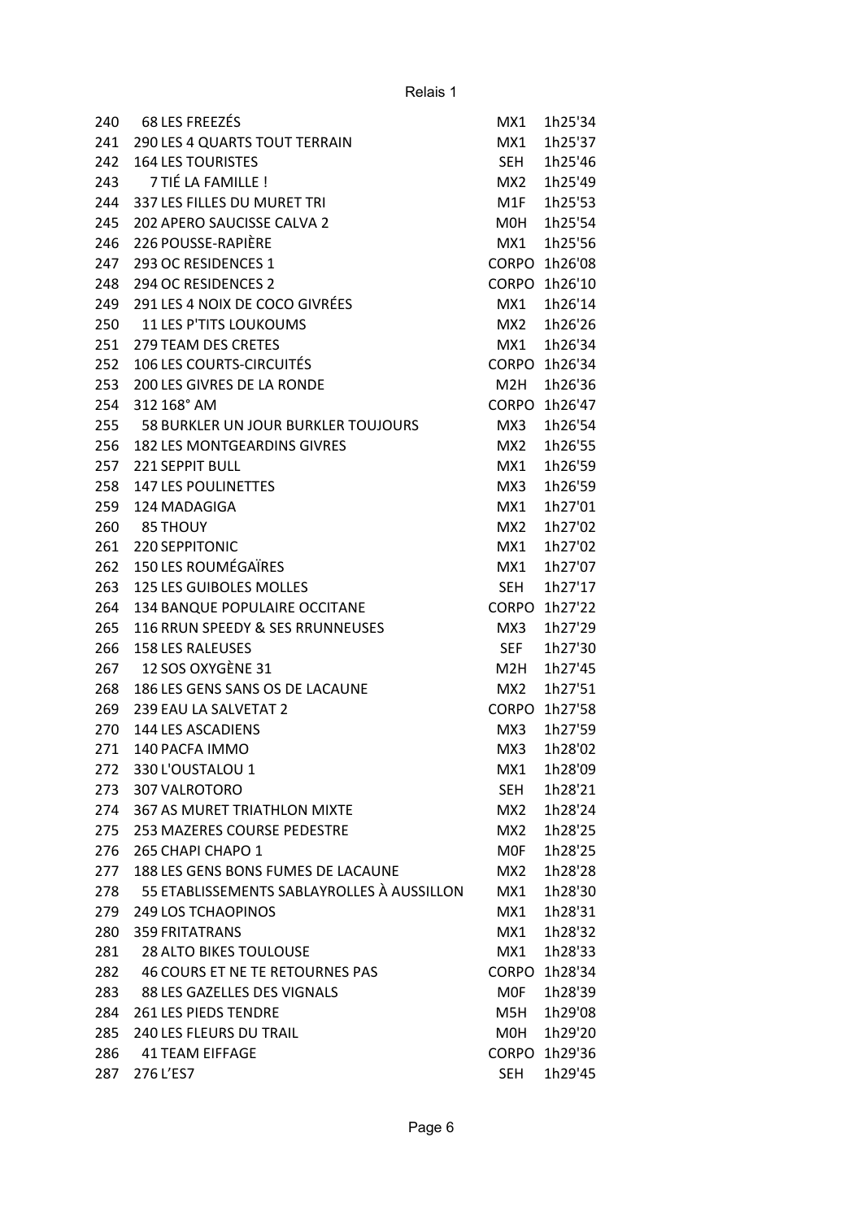Relais 1

| | | | |
|---|---|---|---|
| 240 | 68 LES FREEZÉS | MX1 | 1h25'34 |
| 241 | 290 LES 4 QUARTS TOUT TERRAIN | MX1 | 1h25'37 |
| 242 | 164 LES TOURISTES | SEH | 1h25'46 |
| 243 | 7 TIÉ LA FAMILLE ! | MX2 | 1h25'49 |
| 244 | 337 LES FILLES DU MURET TRI | M1F | 1h25'53 |
| 245 | 202 APERO SAUCISSE CALVA 2 | M0H | 1h25'54 |
| 246 | 226 POUSSE-RAPIÈRE | MX1 | 1h25'56 |
| 247 | 293 OC RESIDENCES 1 | CORPO | 1h26'08 |
| 248 | 294 OC RESIDENCES 2 | CORPO | 1h26'10 |
| 249 | 291 LES 4 NOIX DE COCO GIVRÉES | MX1 | 1h26'14 |
| 250 | 11 LES P'TITS LOUKOUMS | MX2 | 1h26'26 |
| 251 | 279 TEAM DES CRETES | MX1 | 1h26'34 |
| 252 | 106 LES COURTS-CIRCUITÉS | CORPO | 1h26'34 |
| 253 | 200 LES GIVRES DE LA RONDE | M2H | 1h26'36 |
| 254 | 312 168° AM | CORPO | 1h26'47 |
| 255 | 58 BURKLER UN JOUR BURKLER TOUJOURS | MX3 | 1h26'54 |
| 256 | 182 LES MONTGEARDINS GIVRES | MX2 | 1h26'55 |
| 257 | 221 SEPPIT BULL | MX1 | 1h26'59 |
| 258 | 147 LES POULINETTES | MX3 | 1h26'59 |
| 259 | 124 MADAGIGA | MX1 | 1h27'01 |
| 260 | 85 THOUY | MX2 | 1h27'02 |
| 261 | 220 SEPPITONIC | MX1 | 1h27'02 |
| 262 | 150 LES ROUMÉGAÏRES | MX1 | 1h27'07 |
| 263 | 125 LES GUIBOLES MOLLES | SEH | 1h27'17 |
| 264 | 134 BANQUE POPULAIRE OCCITANE | CORPO | 1h27'22 |
| 265 | 116 RRUN SPEEDY & SES RRUNNEUSES | MX3 | 1h27'29 |
| 266 | 158 LES RALEUSES | SEF | 1h27'30 |
| 267 | 12 SOS OXYGÈNE 31 | M2H | 1h27'45 |
| 268 | 186 LES GENS SANS OS DE LACAUNE | MX2 | 1h27'51 |
| 269 | 239 EAU LA SALVETAT 2 | CORPO | 1h27'58 |
| 270 | 144 LES ASCADIENS | MX3 | 1h27'59 |
| 271 | 140 PACFA IMMO | MX3 | 1h28'02 |
| 272 | 330 L'OUSTALOU 1 | MX1 | 1h28'09 |
| 273 | 307 VALROTORO | SEH | 1h28'21 |
| 274 | 367 AS MURET TRIATHLON MIXTE | MX2 | 1h28'24 |
| 275 | 253 MAZERES COURSE PEDESTRE | MX2 | 1h28'25 |
| 276 | 265 CHAPI CHAPO 1 | M0F | 1h28'25 |
| 277 | 188 LES GENS BONS FUMES DE LACAUNE | MX2 | 1h28'28 |
| 278 | 55 ETABLISSEMENTS SABLAYROLLES À AUSSILLON | MX1 | 1h28'30 |
| 279 | 249 LOS TCHAOPINOS | MX1 | 1h28'31 |
| 280 | 359 FRITATRANS | MX1 | 1h28'32 |
| 281 | 28 ALTO BIKES TOULOUSE | MX1 | 1h28'33 |
| 282 | 46 COURS ET NE TE RETOURNES PAS | CORPO | 1h28'34 |
| 283 | 88 LES GAZELLES DES VIGNALS | M0F | 1h28'39 |
| 284 | 261 LES PIEDS TENDRE | M5H | 1h29'08 |
| 285 | 240 LES FLEURS DU TRAIL | M0H | 1h29'20 |
| 286 | 41 TEAM EIFFAGE | CORPO | 1h29'36 |
| 287 | 276 L'ES7 | SEH | 1h29'45 |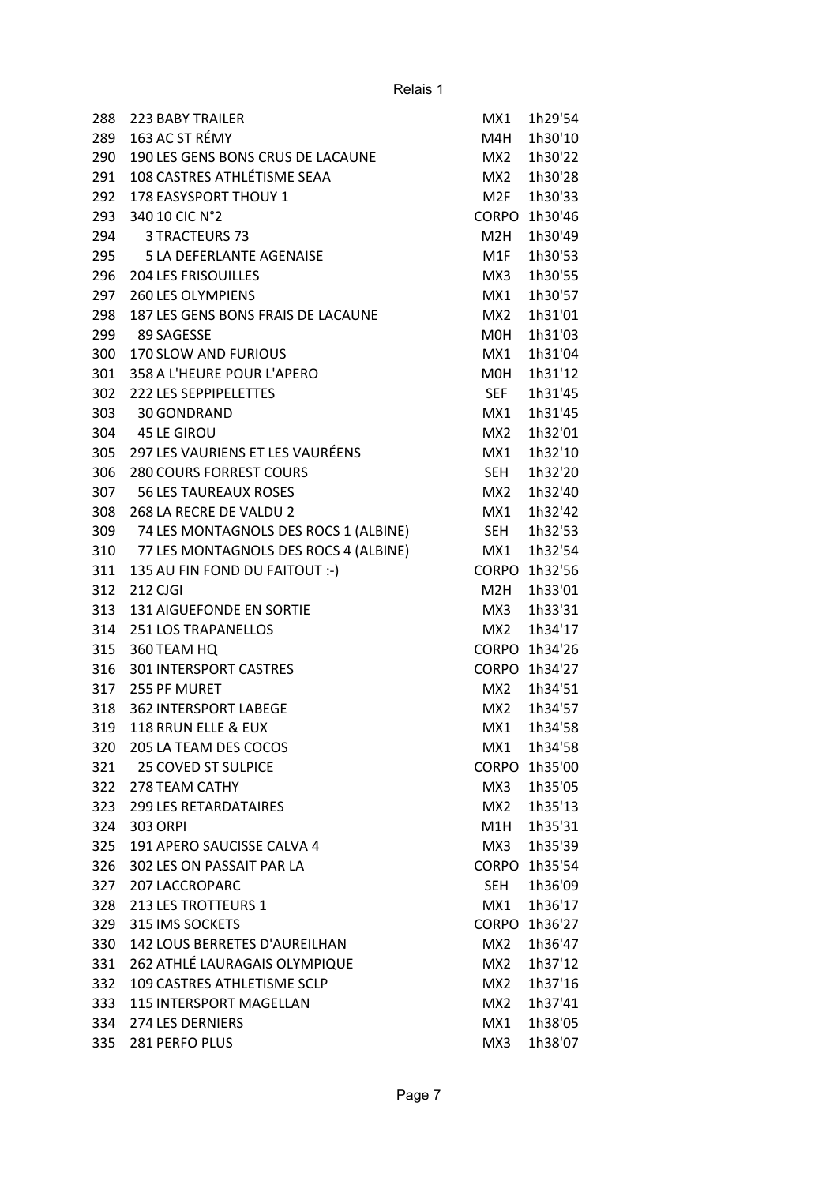Relais 1

| | | | |
|---|---|---|---|
| 288 | 223 BABY TRAILER | MX1 | 1h29'54 |
| 289 | 163 AC ST RÉMY | M4H | 1h30'10 |
| 290 | 190 LES GENS BONS CRUS DE LACAUNE | MX2 | 1h30'22 |
| 291 | 108 CASTRES ATHLÉTISME SEAA | MX2 | 1h30'28 |
| 292 | 178 EASYSPORT THOUY 1 | M2F | 1h30'33 |
| 293 | 340 10 CIC N°2 | CORPO | 1h30'46 |
| 294 | 3 TRACTEURS 73 | M2H | 1h30'49 |
| 295 | 5 LA DEFERLANTE AGENAISE | M1F | 1h30'53 |
| 296 | 204 LES FRISOUILLES | MX3 | 1h30'55 |
| 297 | 260 LES OLYMPIENS | MX1 | 1h30'57 |
| 298 | 187 LES GENS BONS FRAIS DE LACAUNE | MX2 | 1h31'01 |
| 299 | 89 SAGESSE | M0H | 1h31'03 |
| 300 | 170 SLOW AND FURIOUS | MX1 | 1h31'04 |
| 301 | 358 A L'HEURE POUR L'APERO | M0H | 1h31'12 |
| 302 | 222 LES SEPPIPELETTES | SEF | 1h31'45 |
| 303 | 30 GONDRAND | MX1 | 1h31'45 |
| 304 | 45 LE GIROU | MX2 | 1h32'01 |
| 305 | 297 LES VAURIENS ET LES VAURÉENS | MX1 | 1h32'10 |
| 306 | 280 COURS FORREST COURS | SEH | 1h32'20 |
| 307 | 56 LES TAUREAUX ROSES | MX2 | 1h32'40 |
| 308 | 268 LA RECRE DE VALDU 2 | MX1 | 1h32'42 |
| 309 | 74 LES MONTAGNOLS DES ROCS 1 (ALBINE) | SEH | 1h32'53 |
| 310 | 77 LES MONTAGNOLS DES ROCS 4 (ALBINE) | MX1 | 1h32'54 |
| 311 | 135 AU FIN FOND DU FAITOUT :-) | CORPO | 1h32'56 |
| 312 | 212 CJGI | M2H | 1h33'01 |
| 313 | 131 AIGUEFONDE EN SORTIE | MX3 | 1h33'31 |
| 314 | 251 LOS TRAPANELLOS | MX2 | 1h34'17 |
| 315 | 360 TEAM HQ | CORPO | 1h34'26 |
| 316 | 301 INTERSPORT CASTRES | CORPO | 1h34'27 |
| 317 | 255 PF MURET | MX2 | 1h34'51 |
| 318 | 362 INTERSPORT LABEGE | MX2 | 1h34'57 |
| 319 | 118 RRUN ELLE & EUX | MX1 | 1h34'58 |
| 320 | 205 LA TEAM DES COCOS | MX1 | 1h34'58 |
| 321 | 25 COVED ST SULPICE | CORPO | 1h35'00 |
| 322 | 278 TEAM CATHY | MX3 | 1h35'05 |
| 323 | 299 LES RETARDATAIRES | MX2 | 1h35'13 |
| 324 | 303 ORPI | M1H | 1h35'31 |
| 325 | 191 APERO SAUCISSE CALVA 4 | MX3 | 1h35'39 |
| 326 | 302 LES ON PASSAIT PAR LA | CORPO | 1h35'54 |
| 327 | 207 LACCROPARC | SEH | 1h36'09 |
| 328 | 213 LES TROTTEURS 1 | MX1 | 1h36'17 |
| 329 | 315 IMS SOCKETS | CORPO | 1h36'27 |
| 330 | 142 LOUS BERRETES D'AUREILHAN | MX2 | 1h36'47 |
| 331 | 262 ATHLÉ LAURAGAIS OLYMPIQUE | MX2 | 1h37'12 |
| 332 | 109 CASTRES ATHLETISME SCLP | MX2 | 1h37'16 |
| 333 | 115 INTERSPORT MAGELLAN | MX2 | 1h37'41 |
| 334 | 274 LES DERNIERS | MX1 | 1h38'05 |
| 335 | 281 PERFO PLUS | MX3 | 1h38'07 |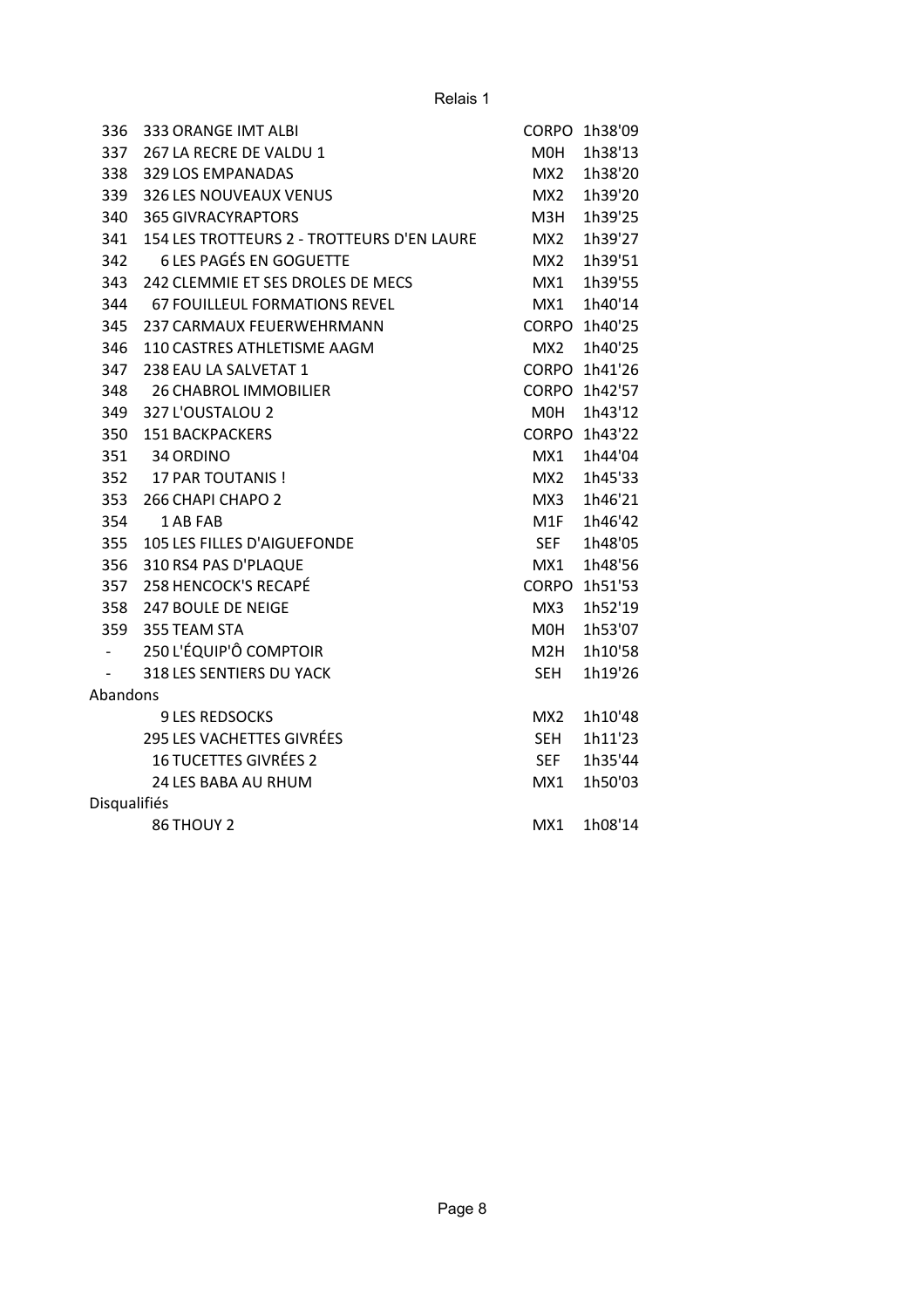## Relais 1

| Rang | Dossard / Équipe | Catégorie | Temps |
|---|---|---|---|
| 336 | 333 ORANGE IMT ALBI | CORPO | 1h38'09 |
| 337 | 267 LA RECRE DE VALDU 1 | M0H | 1h38'13 |
| 338 | 329 LOS EMPANADAS | MX2 | 1h38'20 |
| 339 | 326 LES NOUVEAUX VENUS | MX2 | 1h39'20 |
| 340 | 365 GIVRACYRAPTORS | M3H | 1h39'25 |
| 341 | 154 LES TROTTEURS 2 - TROTTEURS D'EN LAURE | MX2 | 1h39'27 |
| 342 | 6 LES PAGÉS EN GOGUETTE | MX2 | 1h39'51 |
| 343 | 242 CLEMMIE ET SES DROLES DE MECS | MX1 | 1h39'55 |
| 344 | 67 FOUILLEUL FORMATIONS REVEL | MX1 | 1h40'14 |
| 345 | 237 CARMAUX FEUERWEHRMANN | CORPO | 1h40'25 |
| 346 | 110 CASTRES ATHLETISME AAGM | MX2 | 1h40'25 |
| 347 | 238 EAU LA SALVETAT 1 | CORPO | 1h41'26 |
| 348 | 26 CHABROL IMMOBILIER | CORPO | 1h42'57 |
| 349 | 327 L'OUSTALOU 2 | M0H | 1h43'12 |
| 350 | 151 BACKPACKERS | CORPO | 1h43'22 |
| 351 | 34 ORDINO | MX1 | 1h44'04 |
| 352 | 17 PAR TOUTANIS ! | MX2 | 1h45'33 |
| 353 | 266 CHAPI CHAPO 2 | MX3 | 1h46'21 |
| 354 | 1 AB FAB | M1F | 1h46'42 |
| 355 | 105 LES FILLES D'AIGUEFONDE | SEF | 1h48'05 |
| 356 | 310 RS4 PAS D'PLAQUE | MX1 | 1h48'56 |
| 357 | 258 HENCOCK'S RECAPÉ | CORPO | 1h51'53 |
| 358 | 247 BOULE DE NEIGE | MX3 | 1h52'19 |
| 359 | 355 TEAM STA | M0H | 1h53'07 |
| - | 250 L'ÉQUIP'Ô COMPTOIR | M2H | 1h10'58 |
| - | 318 LES SENTIERS DU YACK | SEH | 1h19'26 |
| Abandons | | | |
| | 9 LES REDSOCKS | MX2 | 1h10'48 |
| | 295 LES VACHETTES GIVRÉES | SEH | 1h11'23 |
| | 16 TUCETTES GIVRÉES 2 | SEF | 1h35'44 |
| | 24 LES BABA AU RHUM | MX1 | 1h50'03 |
| Disqualifiés | | | |
| | 86 THOUY 2 | MX1 | 1h08'14 |